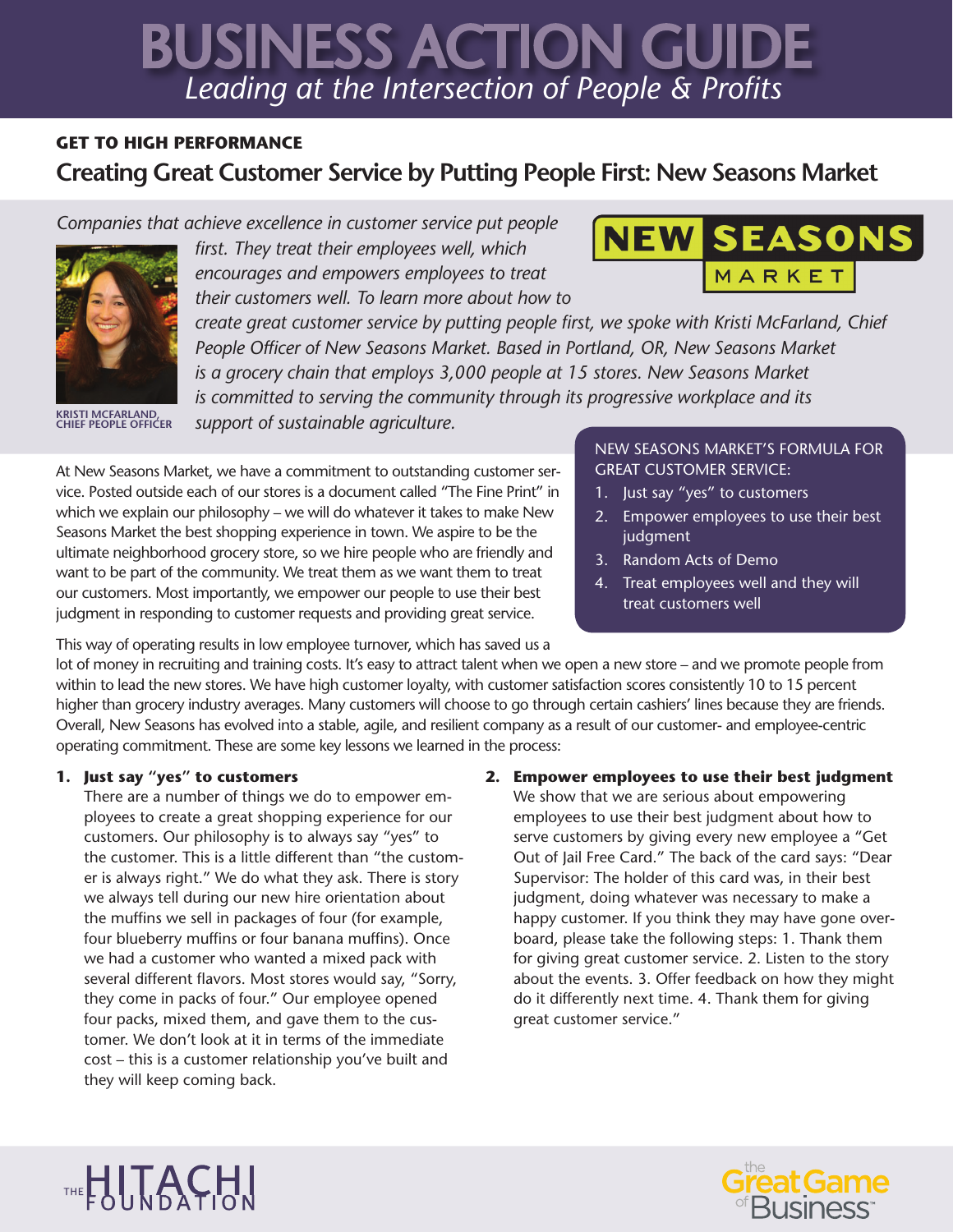# BUSINESS ACTION GUIDE

*Leading at the Intersection of People & Profits*

**GET TO HIGH PERFORMANCE**

## Creating Great Customer Service by Putting People First: New Seasons Market

*Companies that achieve excellence in customer service put people first. They treat their employees well, which encourages and empowers employees to treat their customers well. To learn more about how to create great customer service by putting people first, we spoke with Kristi McFarland, Chief People Officer of New Seasons Market. Based in Portland, OR, New Seasons Market is a grocery chain that employs 3,000 people at 15 stores. New Seasons Market is committed to serving the community through its progressive workplace and its support of sustainable agriculture.*

KRISTI MCFARLAND, CHIEF PEOPLE OFFICER

At New Seasons Market, we have a commitment to outstanding customer service. Posted outside each of our stores is a document called "The Fine Print" in which we explain our philosophy – we will do whatever it takes to make New Seasons Market the best shopping experience in town. We aspire to be the ultimate neighborhood grocery store, so we hire people who are friendly and want to be part of the community. We treat them as we want them to treat our customers. Most importantly, we empower our people to use their best judgment in responding to customer requests and providing great service.

> NEW SEASONS MARKET'S FORMULA FOR GREAT CUSTOMER SERVICE:
>
> 1. Just say "yes" to customers
> 2. Empower employees to use their best judgment
> 3. Random Acts of Demo
> 4. Treat employees well and they will treat customers well

This way of operating results in low employee turnover, which has saved us a lot of money in recruiting and training costs. It's easy to attract talent when we open a new store – and we promote people from within to lead the new stores. We have high customer loyalty, with customer satisfaction scores consistently 10 to 15 percent higher than grocery industry averages. Many customers will choose to go through certain cashiers' lines because they are friends. Overall, New Seasons has evolved into a stable, agile, and resilient company as a result of our customer- and employee-centric operating commitment. These are some key lessons we learned in the process:

1. **Just say "yes" to customers**
   There are a number of things we do to empower employees to create a great shopping experience for our customers. Our philosophy is to always say "yes" to the customer. This is a little different than "the customer is always right." We do what they ask. There is story we always tell during our new hire orientation about the muffins we sell in packages of four (for example, four blueberry muffins or four banana muffins). Once we had a customer who wanted a mixed pack with several different flavors. Most stores would say, "Sorry, they come in packs of four." Our employee opened four packs, mixed them, and gave them to the customer. We don't look at it in terms of the immediate cost – this is a customer relationship you've built and they will keep coming back.

2. **Empower employees to use their best judgment**
   We show that we are serious about empowering employees to use their best judgment about how to serve customers by giving every new employee a "Get Out of Jail Free Card." The back of the card says: "Dear Supervisor: The holder of this card was, in their best judgment, doing whatever was necessary to make a happy customer. If you think they may have gone overboard, please take the following steps: 1. Thank them for giving great customer service. 2. Listen to the story about the events. 3. Offer feedback on how they might do it differently next time. 4. Thank them for giving great customer service."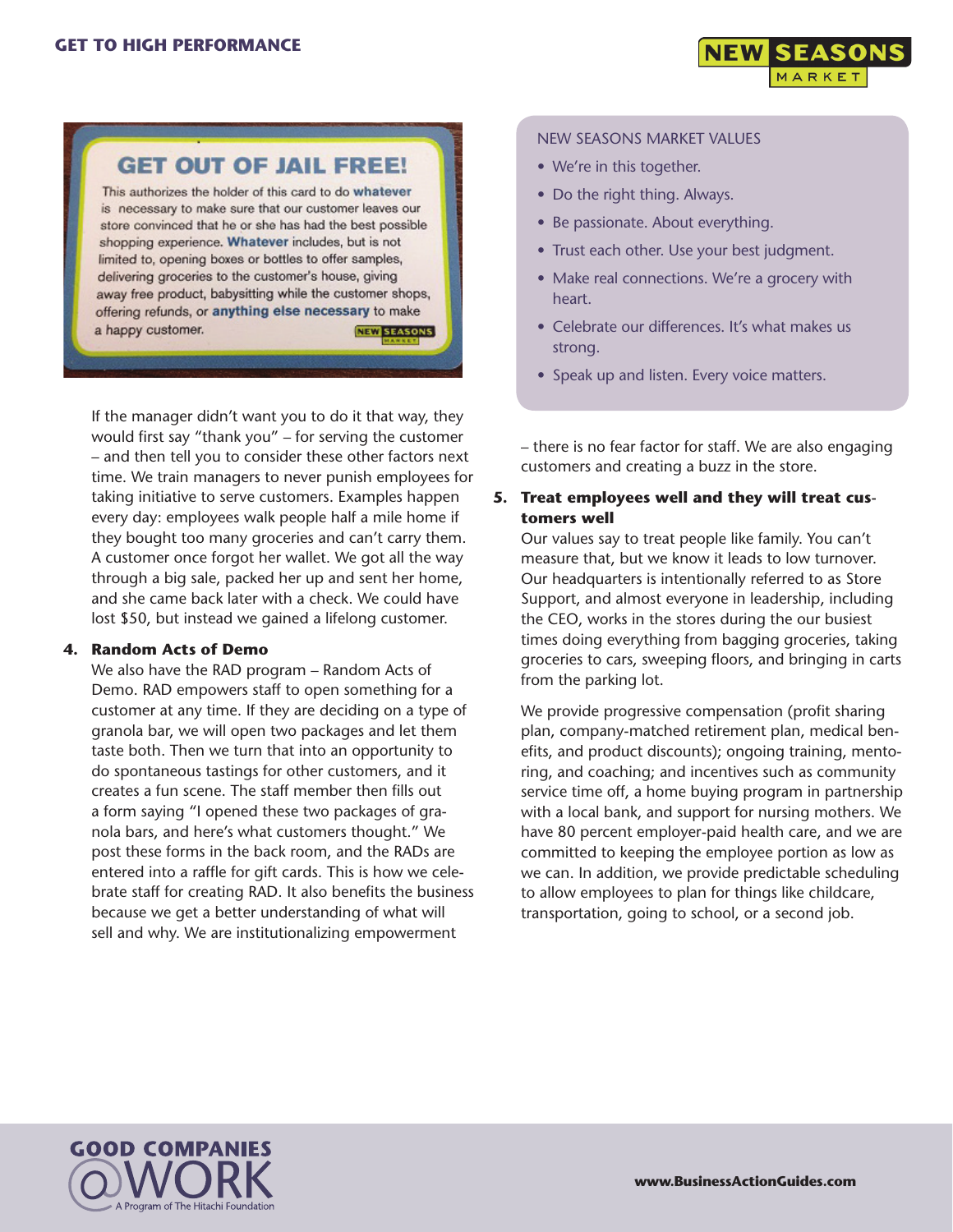## GET OUT OF JAIL FREE!

This authorizes the holder of this card to do **whatever** is necessary to make sure that our customer leaves our store convinced that he or she has had the best possible shopping experience. **Whatever** includes, but is not limited to, opening boxes or bottles to offer samples, delivering groceries to the customer's house, giving away free product, babysitting while the customer shops, offering refunds, or **anything else necessary** to make a happy customer.

If the manager didn't want you to do it that way, they would first say "thank you" – for serving the customer – and then tell you to consider these other factors next time. We train managers to never punish employees for taking initiative to serve customers. Examples happen every day: employees walk people half a mile home if they bought too many groceries and can't carry them. A customer once forgot her wallet. We got all the way through a big sale, packed her up and sent her home, and she came back later with a check. We could have lost $50, but instead we gained a lifelong customer.

4. **Random Acts of Demo**

   We also have the RAD program – Random Acts of Demo. RAD empowers staff to open something for a customer at any time. If they are deciding on a type of granola bar, we will open two packages and let them taste both. Then we turn that into an opportunity to do spontaneous tastings for other customers, and it creates a fun scene. The staff member then fills out a form saying "I opened these two packages of granola bars, and here's what customers thought." We post these forms in the back room, and the RADs are entered into a raffle for gift cards. This is how we celebrate staff for creating RAD. It also benefits the business because we get a better understanding of what will sell and why. We are institutionalizing empowerment – there is no fear factor for staff. We are also engaging customers and creating a buzz in the store.

> NEW SEASONS MARKET VALUES
>
> - We're in this together.
> - Do the right thing. Always.
> - Be passionate. About everything.
> - Trust each other. Use your best judgment.
> - Make real connections. We're a grocery with heart.
> - Celebrate our differences. It's what makes us strong.
> - Speak up and listen. Every voice matters.

5. **Treat employees well and they will treat customers well**

   Our values say to treat people like family. You can't measure that, but we know it leads to low turnover. Our headquarters is intentionally referred to as Store Support, and almost everyone in leadership, including the CEO, works in the stores during the our busiest times doing everything from bagging groceries, taking groceries to cars, sweeping floors, and bringing in carts from the parking lot.

   We provide progressive compensation (profit sharing plan, company-matched retirement plan, medical benefits, and product discounts); ongoing training, mentoring, and coaching; and incentives such as community service time off, a home buying program in partnership with a local bank, and support for nursing mothers. We have 80 percent employer-paid health care, and we are committed to keeping the employee portion as low as we can. In addition, we provide predictable scheduling to allow employees to plan for things like childcare, transportation, going to school, or a second job.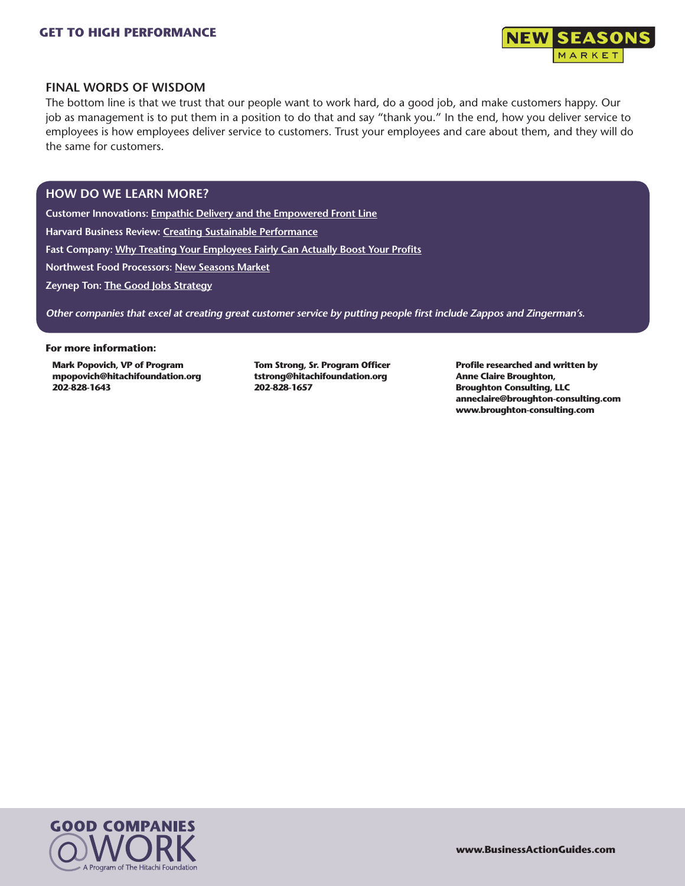## FINAL WORDS OF WISDOM

The bottom line is that we trust that our people want to work hard, do a good job, and make customers happy. Our job as management is to put them in a position to do that and say "thank you." In the end, how you deliver service to employees is how employees deliver service to customers. Trust your employees and care about them, and they will do the same for customers.

## HOW DO WE LEARN MORE?

**Customer Innovations:** Empathic Delivery and the Empowered Front Line

**Harvard Business Review:** Creating Sustainable Performance

**Fast Company:** Why Treating Your Employees Fairly Can Actually Boost Your Profits

**Northwest Food Processors:** New Seasons Market

**Zeynep Ton:** The Good Jobs Strategy

*Other companies that excel at creating great customer service by putting people first include Zappos and Zingerman's.*

**For more information:**

**Mark Popovich, VP of Program**
**mpopovich@hitachifoundation.org**
**202-828-1643**

**Tom Strong, Sr. Program Officer**
**tstrong@hitachifoundation.org**
**202-828-1657**

**Profile researched and written by**
**Anne Claire Broughton,**
**Broughton Consulting, LLC**
**anneclaire@broughton-consulting.com**
**www.broughton-consulting.com**

GOOD COMPANIES @WORK
A Program of The Hitachi Foundation

**www.BusinessActionGuides.com**